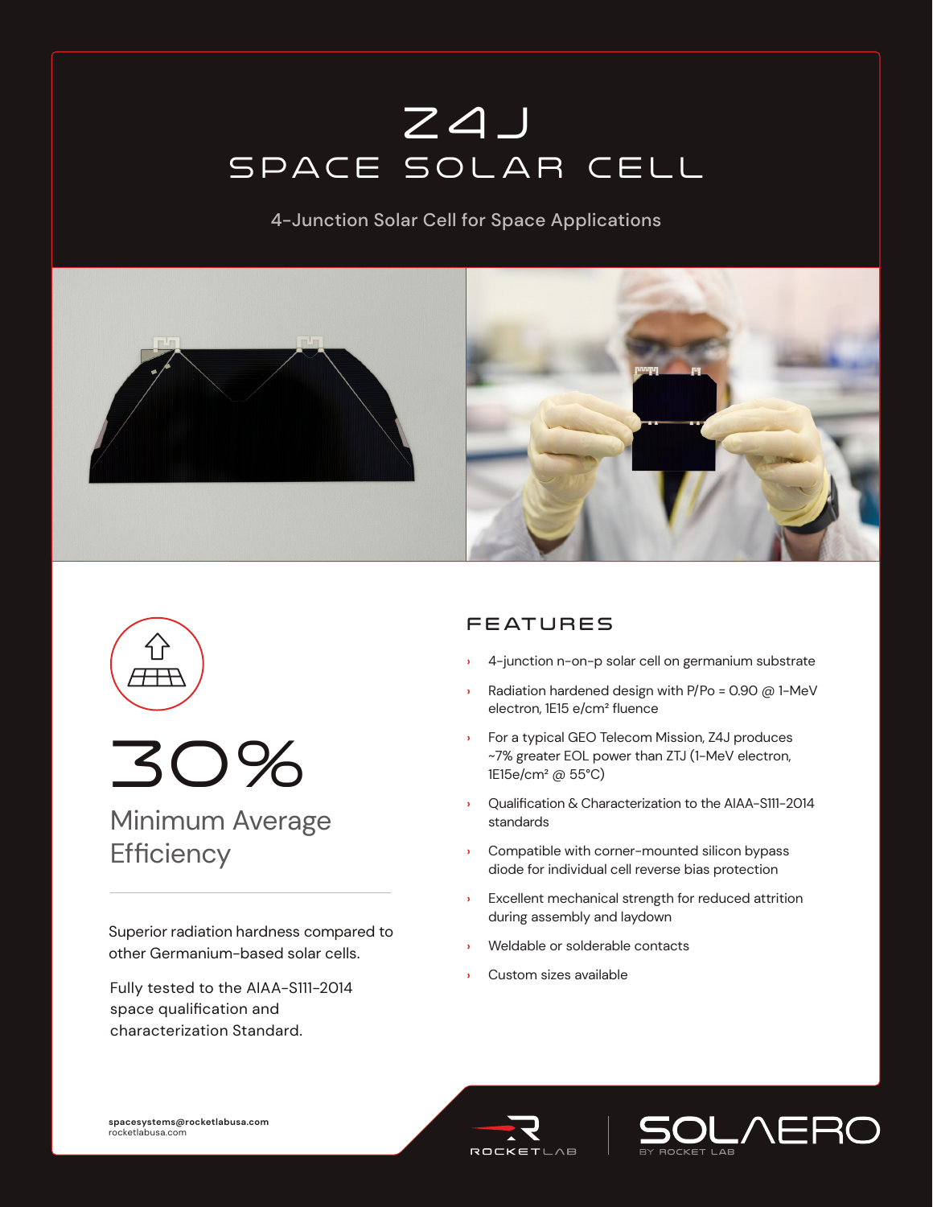# Z4J

## SPACE SOLAR CELL

4-Junction Solar Cell for Space Applications

## 30%

Minimum Average Efficiency

Superior radiation hardness compared to other Germanium-based solar cells.

Fully tested to the AIAA-S111-2014 space qualification and characterization Standard.

## FEATURES

- 4-junction n-on-p solar cell on germanium substrate
- Radiation hardened design with P/Po = 0.90 @ 1-MeV electron, 1E15 e/cm² fluence
- For a typical GEO Telecom Mission, Z4J produces ~7% greater EOL power than ZTJ (1-MeV electron, 1E15e/cm² @ 55°C)
- Qualification & Characterization to the AIAA-S111-2014 standards
- Compatible with corner-mounted silicon bypass diode for individual cell reverse bias protection
- Excellent mechanical strength for reduced attrition during assembly and laydown
- Weldable or solderable contacts
- Custom sizes available

**spacesystems@rocketlabusa.com**
rocketlabusa.com

ROCKET LAB | SOLAERO BY ROCKET LAB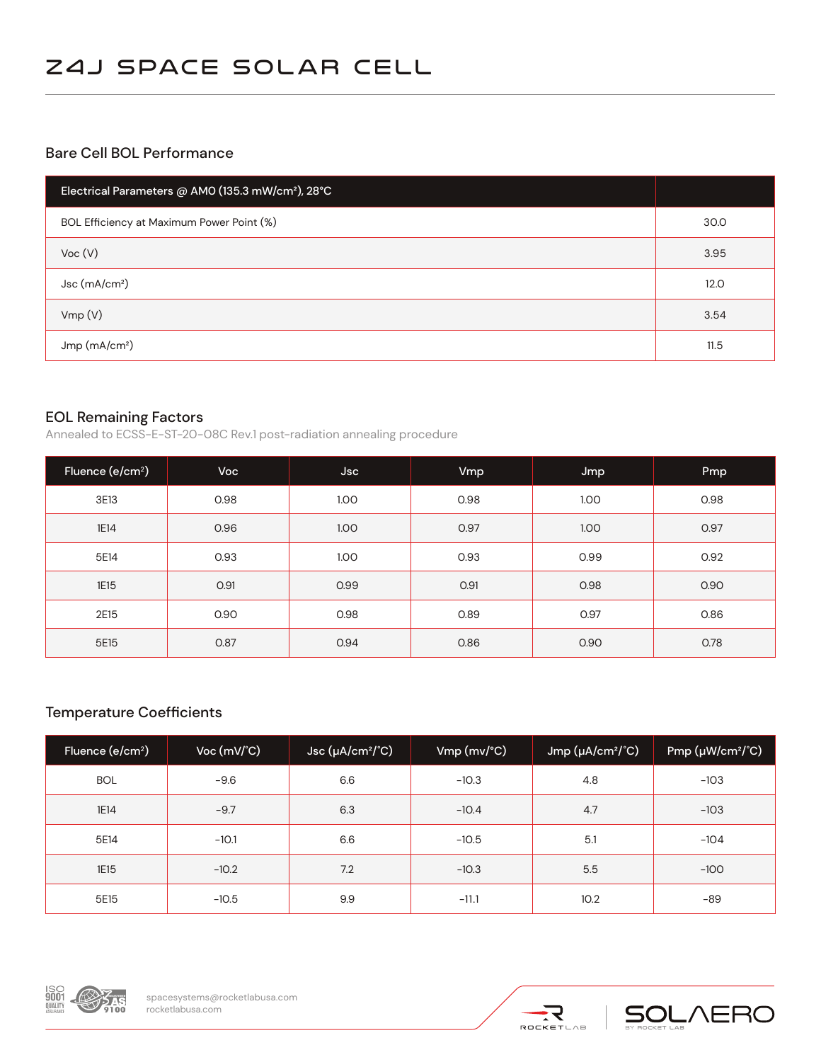# Z4J SPACE SOLAR CELL

## Bare Cell BOL Performance

| Electrical Parameters @ AM0 (135.3 mW/cm²), 28°C | |
|---|---|
| BOL Efficiency at Maximum Power Point (%) | 30.0 |
| Voc (V) | 3.95 |
| Jsc (mA/cm²) | 12.0 |
| Vmp (V) | 3.54 |
| Jmp (mA/cm²) | 11.5 |

## EOL Remaining Factors

Annealed to ECSS-E-ST-20-08C Rev.1 post-radiation annealing procedure

| Fluence (e/cm²) | Voc | Jsc | Vmp | Jmp | Pmp |
|---|---|---|---|---|---|
| 3E13 | 0.98 | 1.00 | 0.98 | 1.00 | 0.98 |
| 1E14 | 0.96 | 1.00 | 0.97 | 1.00 | 0.97 |
| 5E14 | 0.93 | 1.00 | 0.93 | 0.99 | 0.92 |
| 1E15 | 0.91 | 0.99 | 0.91 | 0.98 | 0.90 |
| 2E15 | 0.90 | 0.98 | 0.89 | 0.97 | 0.86 |
| 5E15 | 0.87 | 0.94 | 0.86 | 0.90 | 0.78 |

## Temperature Coefficients

| Fluence (e/cm²) | Voc (mV/°C) | Jsc (μA/cm²/°C) | Vmp (mv/°C) | Jmp (μA/cm²/°C) | Pmp (μW/cm²/°C) |
|---|---|---|---|---|---|
| BOL | -9.6 | 6.6 | -10.3 | 4.8 | -103 |
| 1E14 | -9.7 | 6.3 | -10.4 | 4.7 | -103 |
| 5E14 | -10.1 | 6.6 | -10.5 | 5.1 | -104 |
| 1E15 | -10.2 | 7.2 | -10.3 | 5.5 | -100 |
| 5E15 | -10.5 | 9.9 | -11.1 | 10.2 | -89 |

spacesystems@rocketlabusa.com
rocketlabusa.com